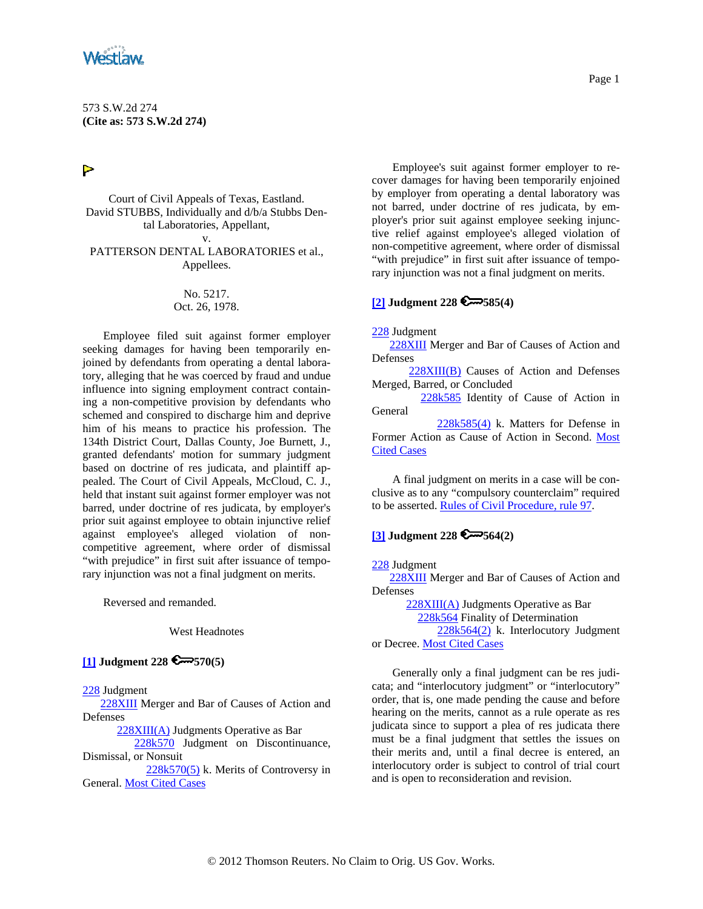573 S.W.2d 274
**(Cite as: 573 S.W.2d 274)**

Court of Civil Appeals of Texas, Eastland.
David STUBBS, Individually and d/b/a Stubbs Dental Laboratories, Appellant,
v.
PATTERSON DENTAL LABORATORIES et al., Appellees.

No. 5217.
Oct. 26, 1978.

Employee filed suit against former employer seeking damages for having been temporarily enjoined by defendants from operating a dental laboratory, alleging that he was coerced by fraud and undue influence into signing employment contract containing a non-competitive provision by defendants who schemed and conspired to discharge him and deprive him of his means to practice his profession. The 134th District Court, Dallas County, Joe Burnett, J., granted defendants' motion for summary judgment based on doctrine of res judicata, and plaintiff appealed. The Court of Civil Appeals, McCloud, C. J., held that instant suit against former employer was not barred, under doctrine of res judicata, by employer's prior suit against employee to obtain injunctive relief against employee's alleged violation of non-competitive agreement, where order of dismissal "with prejudice" in first suit after issuance of temporary injunction was not a final judgment on merits.

Reversed and remanded.

West Headnotes

**[1] Judgment 228 570(5)**

228 Judgment
228XIII Merger and Bar of Causes of Action and Defenses
228XIII(A) Judgments Operative as Bar
228k570 Judgment on Discontinuance, Dismissal, or Nonsuit
228k570(5) k. Merits of Controversy in General. Most Cited Cases

Employee's suit against former employer to recover damages for having been temporarily enjoined by employer from operating a dental laboratory was not barred, under doctrine of res judicata, by employer's prior suit against employee seeking injunctive relief against employee's alleged violation of non-competitive agreement, where order of dismissal "with prejudice" in first suit after issuance of temporary injunction was not a final judgment on merits.

**[2] Judgment 228 585(4)**

228 Judgment
228XIII Merger and Bar of Causes of Action and Defenses
228XIII(B) Causes of Action and Defenses Merged, Barred, or Concluded
228k585 Identity of Cause of Action in General
228k585(4) k. Matters for Defense in Former Action as Cause of Action in Second. Most Cited Cases

A final judgment on merits in a case will be conclusive as to any "compulsory counterclaim" required to be asserted. Rules of Civil Procedure, rule 97.

**[3] Judgment 228 564(2)**

228 Judgment
228XIII Merger and Bar of Causes of Action and Defenses
228XIII(A) Judgments Operative as Bar
228k564 Finality of Determination
228k564(2) k. Interlocutory Judgment or Decree. Most Cited Cases

Generally only a final judgment can be res judicata; and "interlocutory judgment" or "interlocutory" order, that is, one made pending the cause and before hearing on the merits, cannot as a rule operate as res judicata since to support a plea of res judicata there must be a final judgment that settles the issues on their merits and, until a final decree is entered, an interlocutory order is subject to control of trial court and is open to reconsideration and revision.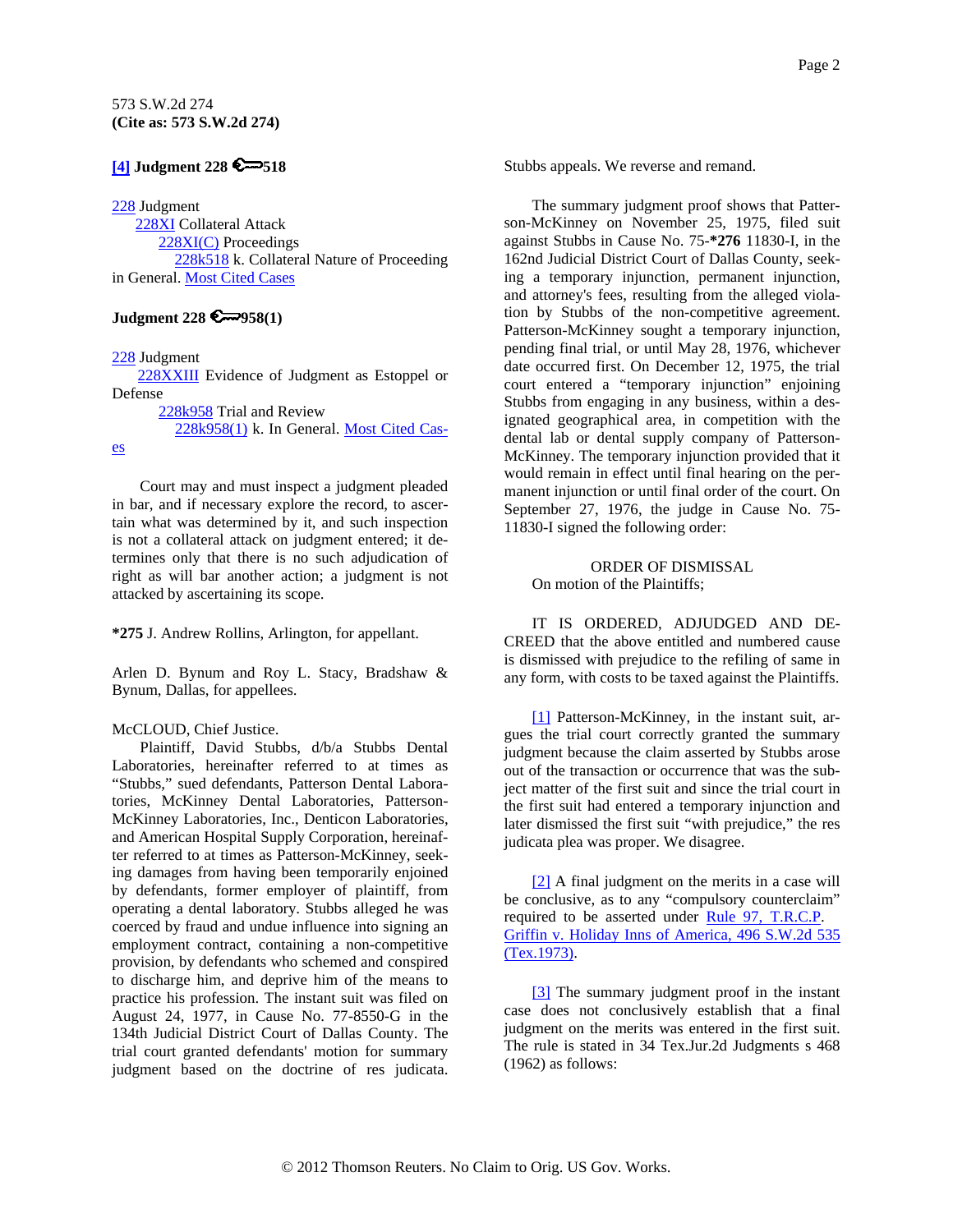**[4] Judgment 228 🔑518**

228 Judgment
228XI Collateral Attack
228XI(C) Proceedings
228k518 k. Collateral Nature of Proceeding in General. Most Cited Cases

**Judgment 228 🔑958(1)**

228 Judgment
228XXIII Evidence of Judgment as Estoppel or Defense
228k958 Trial and Review
228k958(1) k. In General. Most Cited Cases

Court may and must inspect a judgment pleaded in bar, and if necessary explore the record, to ascertain what was determined by it, and such inspection is not a collateral attack on judgment entered; it determines only that there is no such adjudication of right as will bar another action; a judgment is not attacked by ascertaining its scope.

***275** J. Andrew Rollins, Arlington, for appellant.

Arlen D. Bynum and Roy L. Stacy, Bradshaw & Bynum, Dallas, for appellees.

McCLOUD, Chief Justice.

Plaintiff, David Stubbs, d/b/a Stubbs Dental Laboratories, hereinafter referred to at times as "Stubbs," sued defendants, Patterson Dental Laboratories, McKinney Dental Laboratories, Patterson-McKinney Laboratories, Inc., Denticon Laboratories, and American Hospital Supply Corporation, hereinafter referred to at times as Patterson-McKinney, seeking damages from having been temporarily enjoined by defendants, former employer of plaintiff, from operating a dental laboratory. Stubbs alleged he was coerced by fraud and undue influence into signing an employment contract, containing a non-competitive provision, by defendants who schemed and conspired to discharge him, and deprive him of the means to practice his profession. The instant suit was filed on August 24, 1977, in Cause No. 77-8550-G in the 134th Judicial District Court of Dallas County. The trial court granted defendants' motion for summary judgment based on the doctrine of res judicata. Stubbs appeals. We reverse and remand.

The summary judgment proof shows that Patterson-McKinney on November 25, 1975, filed suit against Stubbs in Cause No. 75-***276** 11830-I, in the 162nd Judicial District Court of Dallas County, seeking a temporary injunction, permanent injunction, and attorney's fees, resulting from the alleged violation by Stubbs of the non-competitive agreement. Patterson-McKinney sought a temporary injunction, pending final trial, or until May 28, 1976, whichever date occurred first. On December 12, 1975, the trial court entered a "temporary injunction" enjoining Stubbs from engaging in any business, within a designated geographical area, in competition with the dental lab or dental supply company of Patterson-McKinney. The temporary injunction provided that it would remain in effect until final hearing on the permanent injunction or until final order of the court. On September 27, 1976, the judge in Cause No. 75-11830-I signed the following order:

ORDER OF DISMISSAL

On motion of the Plaintiffs;

IT IS ORDERED, ADJUDGED AND DECREED that the above entitled and numbered cause is dismissed with prejudice to the refiling of same in any form, with costs to be taxed against the Plaintiffs.

[1] Patterson-McKinney, in the instant suit, argues the trial court correctly granted the summary judgment because the claim asserted by Stubbs arose out of the transaction or occurrence that was the subject matter of the first suit and since the trial court in the first suit had entered a temporary injunction and later dismissed the first suit "with prejudice," the res judicata plea was proper. We disagree.

[2] A final judgment on the merits in a case will be conclusive, as to any "compulsory counterclaim" required to be asserted under Rule 97, T.R.C.P. Griffin v. Holiday Inns of America, 496 S.W.2d 535 (Tex.1973).

[3] The summary judgment proof in the instant case does not conclusively establish that a final judgment on the merits was entered in the first suit. The rule is stated in 34 Tex.Jur.2d Judgments s 468 (1962) as follows: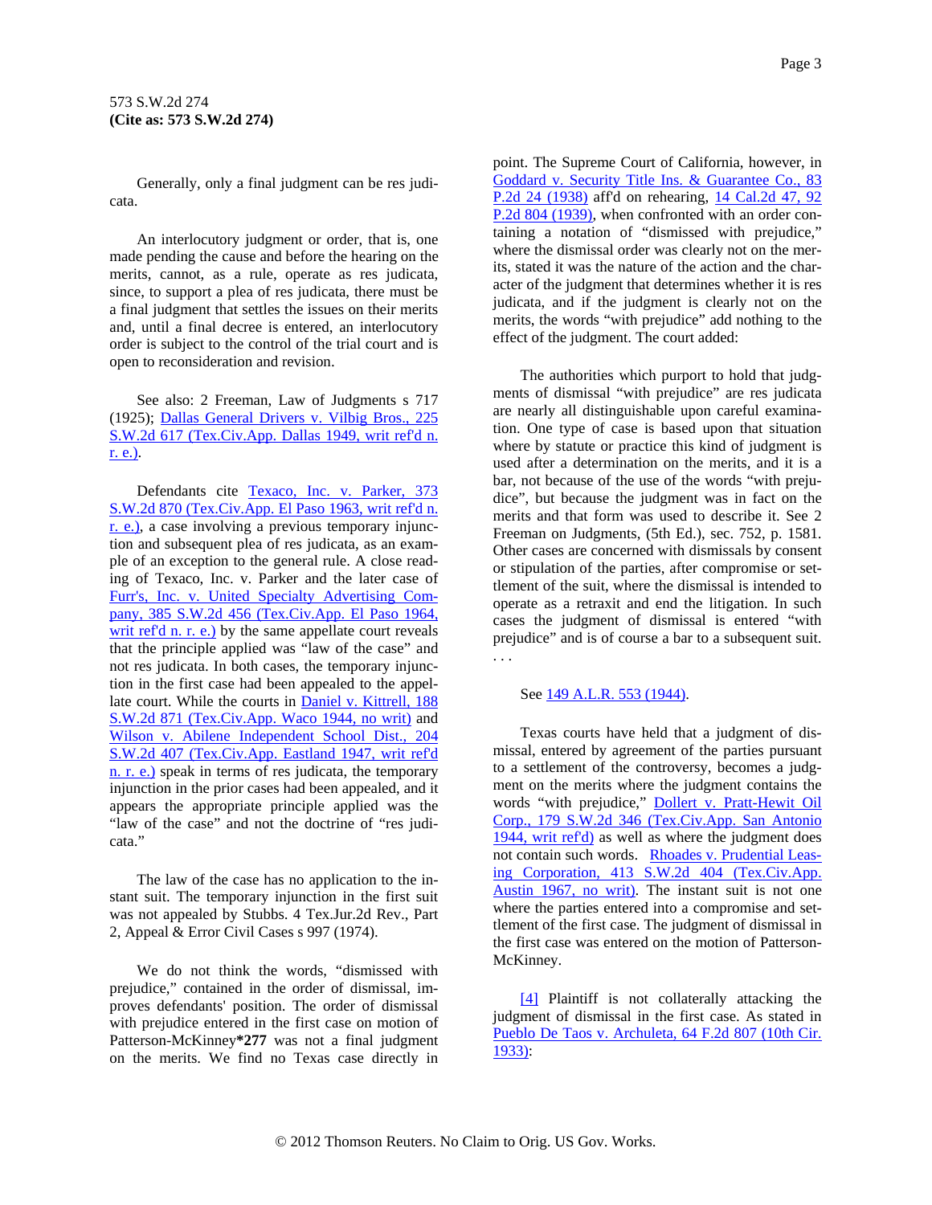Generally, only a final judgment can be res judicata.

An interlocutory judgment or order, that is, one made pending the cause and before the hearing on the merits, cannot, as a rule, operate as res judicata, since, to support a plea of res judicata, there must be a final judgment that settles the issues on their merits and, until a final decree is entered, an interlocutory order is subject to the control of the trial court and is open to reconsideration and revision.

See also: 2 Freeman, Law of Judgments s 717 (1925); Dallas General Drivers v. Vilbig Bros., 225 S.W.2d 617 (Tex.Civ.App. Dallas 1949, writ ref'd n. r. e.).

Defendants cite Texaco, Inc. v. Parker, 373 S.W.2d 870 (Tex.Civ.App. El Paso 1963, writ ref'd n. r. e.), a case involving a previous temporary injunction and subsequent plea of res judicata, as an example of an exception to the general rule. A close reading of Texaco, Inc. v. Parker and the later case of Furr's, Inc. v. United Specialty Advertising Company, 385 S.W.2d 456 (Tex.Civ.App. El Paso 1964, writ ref'd n. r. e.) by the same appellate court reveals that the principle applied was "law of the case" and not res judicata. In both cases, the temporary injunction in the first case had been appealed to the appellate court. While the courts in Daniel v. Kittrell, 188 S.W.2d 871 (Tex.Civ.App. Waco 1944, no writ) and Wilson v. Abilene Independent School Dist., 204 S.W.2d 407 (Tex.Civ.App. Eastland 1947, writ ref'd n. r. e.) speak in terms of res judicata, the temporary injunction in the prior cases had been appealed, and it appears the appropriate principle applied was the "law of the case" and not the doctrine of "res judicata."

The law of the case has no application to the instant suit. The temporary injunction in the first suit was not appealed by Stubbs. 4 Tex.Jur.2d Rev., Part 2, Appeal & Error Civil Cases s 997 (1974).

We do not think the words, "dismissed with prejudice," contained in the order of dismissal, improves defendants' position. The order of dismissal with prejudice entered in the first case on motion of Patterson-McKinney*277 was not a final judgment on the merits. We find no Texas case directly in point. The Supreme Court of California, however, in Goddard v. Security Title Ins. & Guarantee Co., 83 P.2d 24 (1938) aff'd on rehearing, 14 Cal.2d 47, 92 P.2d 804 (1939), when confronted with an order containing a notation of "dismissed with prejudice," where the dismissal order was clearly not on the merits, stated it was the nature of the action and the character of the judgment that determines whether it is res judicata, and if the judgment is clearly not on the merits, the words "with prejudice" add nothing to the effect of the judgment. The court added:

> The authorities which purport to hold that judgments of dismissal "with prejudice" are res judicata are nearly all distinguishable upon careful examination. One type of case is based upon that situation where by statute or practice this kind of judgment is used after a determination on the merits, and it is a bar, not because of the use of the words "with prejudice", but because the judgment was in fact on the merits and that form was used to describe it. See 2 Freeman on Judgments, (5th Ed.), sec. 752, p. 1581. Other cases are concerned with dismissals by consent or stipulation of the parties, after compromise or settlement of the suit, where the dismissal is intended to operate as a retraxit and end the litigation. In such cases the judgment of dismissal is entered "with prejudice" and is of course a bar to a subsequent suit. . . .

See 149 A.L.R. 553 (1944).

Texas courts have held that a judgment of dismissal, entered by agreement of the parties pursuant to a settlement of the controversy, becomes a judgment on the merits where the judgment contains the words "with prejudice," Dollert v. Pratt-Hewit Oil Corp., 179 S.W.2d 346 (Tex.Civ.App. San Antonio 1944, writ ref'd) as well as where the judgment does not contain such words. Rhoades v. Prudential Leasing Corporation, 413 S.W.2d 404 (Tex.Civ.App. Austin 1967, no writ). The instant suit is not one where the parties entered into a compromise and settlement of the first case. The judgment of dismissal in the first case was entered on the motion of Patterson-McKinney.

[4] Plaintiff is not collaterally attacking the judgment of dismissal in the first case. As stated in Pueblo De Taos v. Archuleta, 64 F.2d 807 (10th Cir. 1933):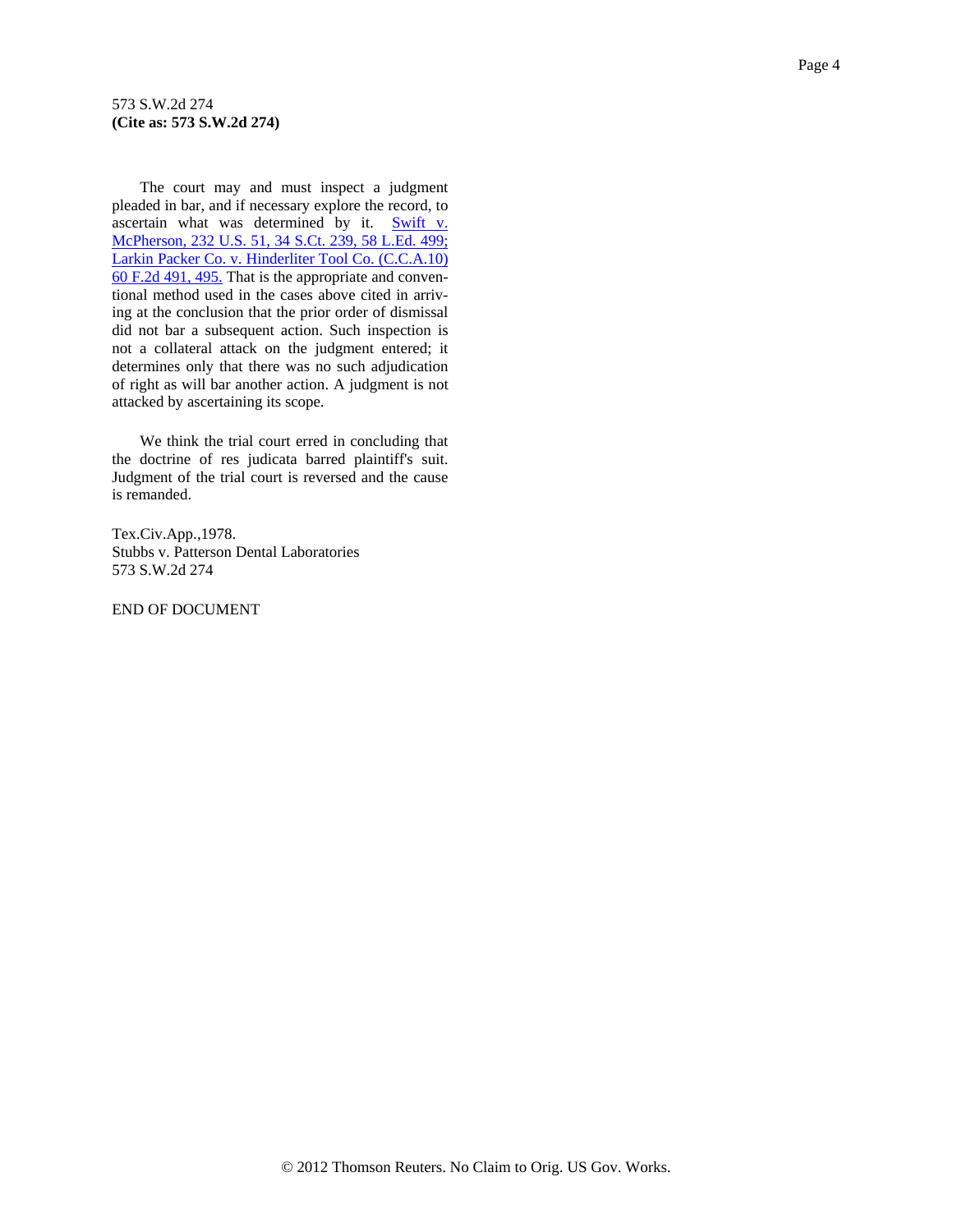The court may and must inspect a judgment pleaded in bar, and if necessary explore the record, to ascertain what was determined by it. Swift v. McPherson, 232 U.S. 51, 34 S.Ct. 239, 58 L.Ed. 499; Larkin Packer Co. v. Hinderliter Tool Co. (C.C.A.10) 60 F.2d 491, 495. That is the appropriate and conventional method used in the cases above cited in arriving at the conclusion that the prior order of dismissal did not bar a subsequent action. Such inspection is not a collateral attack on the judgment entered; it determines only that there was no such adjudication of right as will bar another action. A judgment is not attacked by ascertaining its scope.

We think the trial court erred in concluding that the doctrine of res judicata barred plaintiff's suit. Judgment of the trial court is reversed and the cause is remanded.

Tex.Civ.App.,1978.
Stubbs v. Patterson Dental Laboratories
573 S.W.2d 274

END OF DOCUMENT